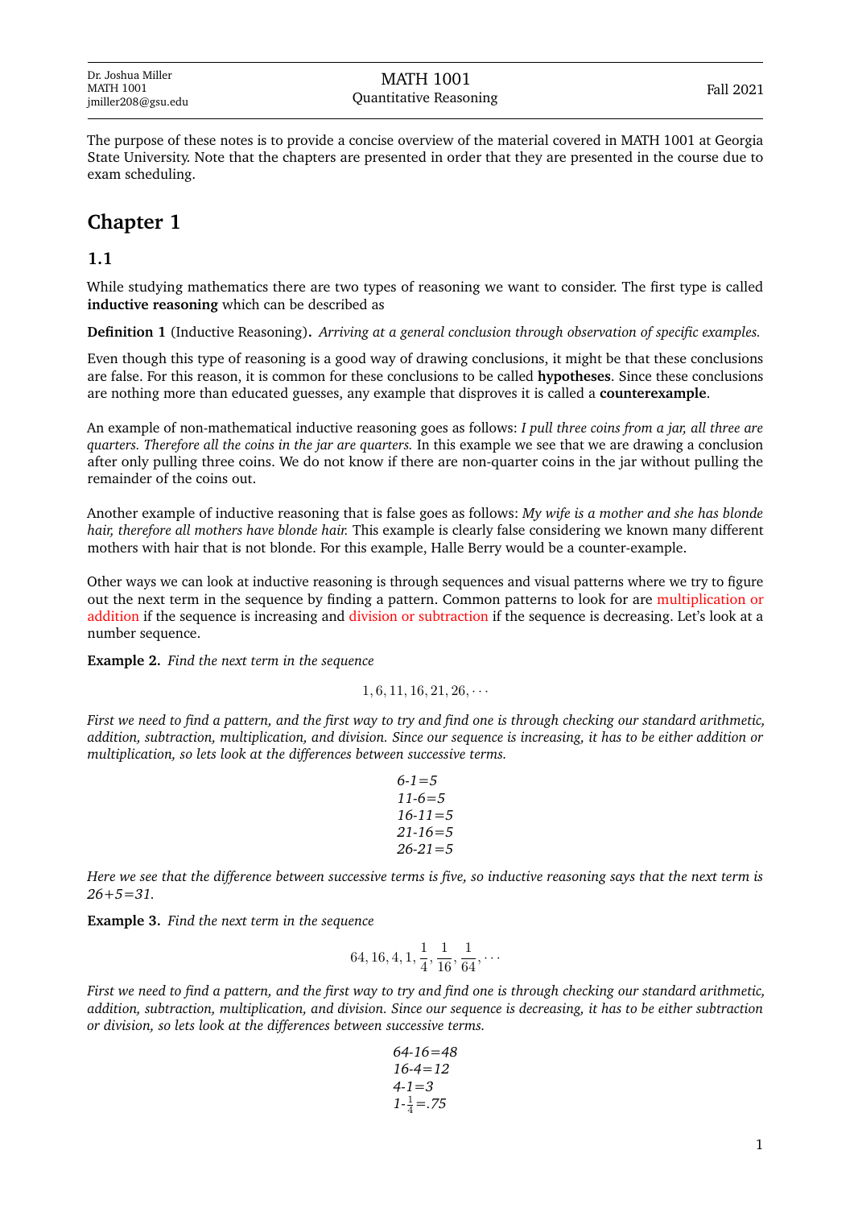The purpose of these notes is to provide a concise overview of the material covered in MATH 1001 at Georgia State University. Note that the chapters are presented in order that they are presented in the course due to exam scheduling.

# Chapter 1

## 1.1

While studying mathematics there are two types of reasoning we want to consider. The first type is called **inductive reasoning** which can be described as

**Definition 1** (Inductive Reasoning)**.** *Arriving at a general conclusion through observation of specific examples.*

Even though this type of reasoning is a good way of drawing conclusions, it might be that these conclusions are false. For this reason, it is common for these conclusions to be called **hypotheses**. Since these conclusions are nothing more than educated guesses, any example that disproves it is called a **counterexample**.

An example of non-mathematical inductive reasoning goes as follows: *I pull three coins from a jar, all three are quarters. Therefore all the coins in the jar are quarters.* In this example we see that we are drawing a conclusion after only pulling three coins. We do not know if there are non-quarter coins in the jar without pulling the remainder of the coins out.

Another example of inductive reasoning that is false goes as follows: *My wife is a mother and she has blonde hair, therefore all mothers have blonde hair.* This example is clearly false considering we known many different mothers with hair that is not blonde. For this example, Halle Berry would be a counter-example.

Other ways we can look at inductive reasoning is through sequences and visual patterns where we try to figure out the next term in the sequence by finding a pattern. Common patterns to look for are multiplication or addition if the sequence is increasing and division or subtraction if the sequence is decreasing. Let's look at a number sequence.

**Example 2.** *Find the next term in the sequence*

$$1, 6, 11, 16, 21, 26, \cdots$$

*First we need to find a pattern, and the first way to try and find one is through checking our standard arithmetic, addition, subtraction, multiplication, and division. Since our sequence is increasing, it has to be either addition or multiplication, so lets look at the differences between successive terms.*

$$6-1=5$$
$$11-6=5$$
$$16-11=5$$
$$21-16=5$$
$$26-21=5$$

*Here we see that the difference between successive terms is five, so inductive reasoning says that the next term is 26+5=31.*

**Example 3.** *Find the next term in the sequence*

$$64, 16, 4, 1, \frac{1}{4}, \frac{1}{16}, \frac{1}{64}, \cdots$$

*First we need to find a pattern, and the first way to try and find one is through checking our standard arithmetic, addition, subtraction, multiplication, and division. Since our sequence is decreasing, it has to be either subtraction or division, so lets look at the differences between successive terms.*

$$64-16=48$$
$$16-4=12$$
$$4-1=3$$
$$1-\frac{1}{4}=.75$$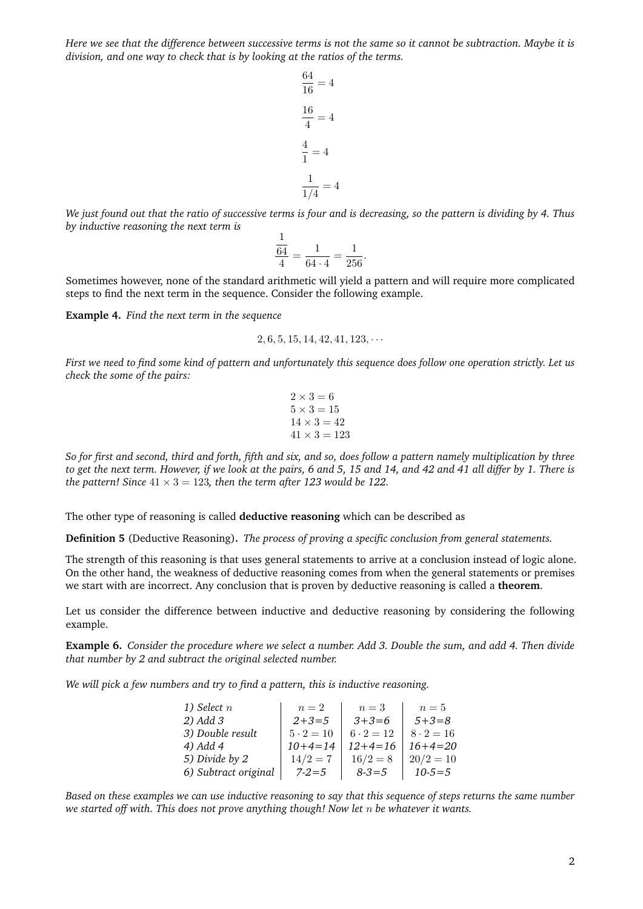*Here we see that the difference between successive terms is not the same so it cannot be subtraction. Maybe it is division, and one way to check that is by looking at the ratios of the terms.*

$$\frac{64}{16} = 4$$

$$\frac{16}{4} = 4$$

$$\frac{4}{1} = 4$$

$$\frac{1}{1/4} = 4$$

*We just found out that the ratio of successive terms is four and is decreasing, so the pattern is dividing by 4. Thus by inductive reasoning the next term is*

$$\frac{\frac{1}{64}}{4} = \frac{1}{64 \cdot 4} = \frac{1}{256}.$$

Sometimes however, none of the standard arithmetic will yield a pattern and will require more complicated steps to find the next term in the sequence. Consider the following example.

**Example 4.** *Find the next term in the sequence*

$$2, 6, 5, 15, 14, 42, 41, 123, \cdots$$

*First we need to find some kind of pattern and unfortunately this sequence does follow one operation strictly. Let us check the some of the pairs:*

$$2 \times 3 = 6$$
$$5 \times 3 = 15$$
$$14 \times 3 = 42$$
$$41 \times 3 = 123$$

*So for first and second, third and forth, fifth and six, and so, does follow a pattern namely multiplication by three to get the next term. However, if we look at the pairs, 6 and 5, 15 and 14, and 42 and 41 all differ by 1. There is the pattern! Since $41 \times 3 = 123$, then the term after 123 would be 122.*

The other type of reasoning is called **deductive reasoning** which can be described as

**Definition 5** (Deductive Reasoning)**.** *The process of proving a specific conclusion from general statements.*

The strength of this reasoning is that uses general statements to arrive at a conclusion instead of logic alone. On the other hand, the weakness of deductive reasoning comes from when the general statements or premises we start with are incorrect. Any conclusion that is proven by deductive reasoning is called a **theorem**.

Let us consider the difference between inductive and deductive reasoning by considering the following example.

**Example 6.** *Consider the procedure where we select a number. Add 3. Double the sum, and add 4. Then divide that number by 2 and subtract the original selected number.*

*We will pick a few numbers and try to find a pattern, this is inductive reasoning.*

| | | | |
|---|---|---|---|
| *1) Select $n$* | $n = 2$ | $n = 3$ | $n = 5$ |
| *2) Add 3* | *2+3=5* | *3+3=6* | *5+3=8* |
| *3) Double result* | $5 \cdot 2 = 10$ | $6 \cdot 2 = 12$ | $8 \cdot 2 = 16$ |
| *4) Add 4* | *10+4=14* | *12+4=16* | *16+4=20* |
| *5) Divide by 2* | $14/2 = 7$ | $16/2 = 8$ | $20/2 = 10$ |
| *6) Subtract original* | *7-2=5* | *8-3=5* | *10-5=5* |

*Based on these examples we can use inductive reasoning to say that this sequence of steps returns the same number we started off with. This does not prove anything though! Now let $n$ be whatever it wants.*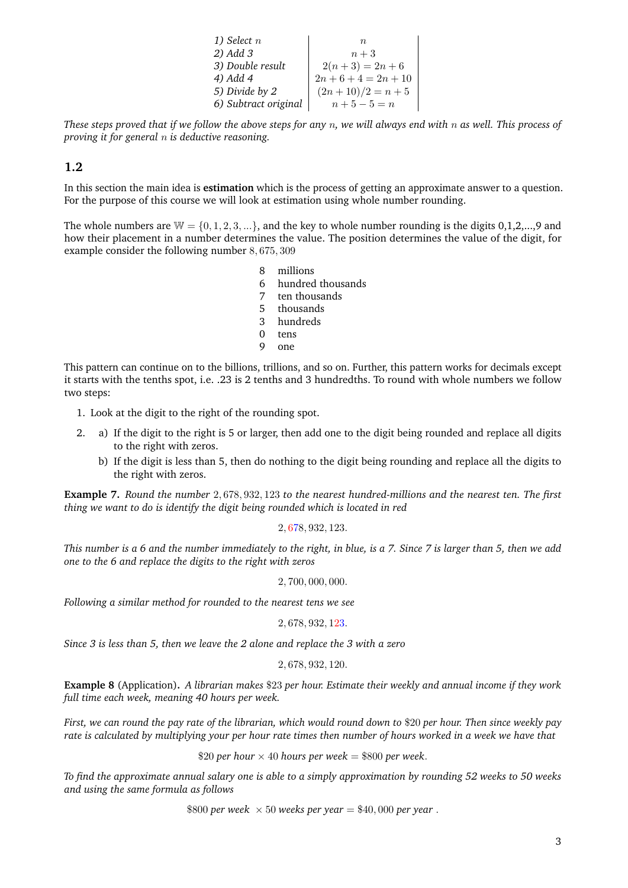| | |
|---|---|
| *1) Select $n$* | $n$ |
| *2) Add 3* | $n+3$ |
| *3) Double result* | $2(n+3) = 2n+6$ |
| *4) Add 4* | $2n+6+4 = 2n+10$ |
| *5) Divide by 2* | $(2n+10)/2 = n+5$ |
| *6) Subtract original* | $n+5-5 = n$ |

*These steps proved that if we follow the above steps for any $n$, we will always end with $n$ as well. This process of proving it for general $n$ is deductive reasoning.*

## 1.2

In this section the main idea is **estimation** which is the process of getting an approximate answer to a question. For the purpose of this course we will look at estimation using whole number rounding.

The whole numbers are $\mathbb{W} = \{0, 1, 2, 3, ...\}$, and the key to whole number rounding is the digits 0,1,2,...,9 and how their placement in a number determines the value. The position determines the value of the digit, for example consider the following number $8, 675, 309$

| | |
|---|---|
| 8 | millions |
| 6 | hundred thousands |
| 7 | ten thousands |
| 5 | thousands |
| 3 | hundreds |
| 0 | tens |
| 9 | one |

This pattern can continue on to the billions, trillions, and so on. Further, this pattern works for decimals except it starts with the tenths spot, i.e. .23 is 2 tenths and 3 hundredths. To round with whole numbers we follow two steps:

1. Look at the digit to the right of the rounding spot.
2. a) If the digit to the right is 5 or larger, then add one to the digit being rounded and replace all digits to the right with zeros.

   b) If the digit is less than 5, then do nothing to the digit being rounding and replace all the digits to the right with zeros.

**Example 7.** *Round the number $2, 678, 932, 123$ to the nearest hundred-millions and the nearest ten. The first thing we want to do is identify the digit being rounded which is located in red*

$$2, 678, 932, 123.$$

*This number is a 6 and the number immediately to the right, in blue, is a 7. Since 7 is larger than 5, then we add one to the 6 and replace the digits to the right with zeros*

$$2, 700, 000, 000.$$

*Following a similar method for rounded to the nearest tens we see*

$$2, 678, 932, 123.$$

*Since 3 is less than 5, then we leave the 2 alone and replace the 3 with a zero*

$$2, 678, 932, 120.$$

**Example 8** (Application)**.** *A librarian makes $\$23$ per hour. Estimate their weekly and annual income if they work full time each week, meaning 40 hours per week.*

*First, we can round the pay rate of the librarian, which would round down to $\$20$ per hour. Then since weekly pay rate is calculated by multiplying your per hour rate times then number of hours worked in a week we have that*

$$\$20 \textit{ per hour} \times 40 \textit{ hours per week} = \$800 \textit{ per week}.$$

*To find the approximate annual salary one is able to a simply approximation by rounding 52 weeks to 50 weeks and using the same formula as follows*

$$\$800 \textit{ per week } \times 50 \textit{ weeks per year} = \$40,000 \textit{ per year} .$$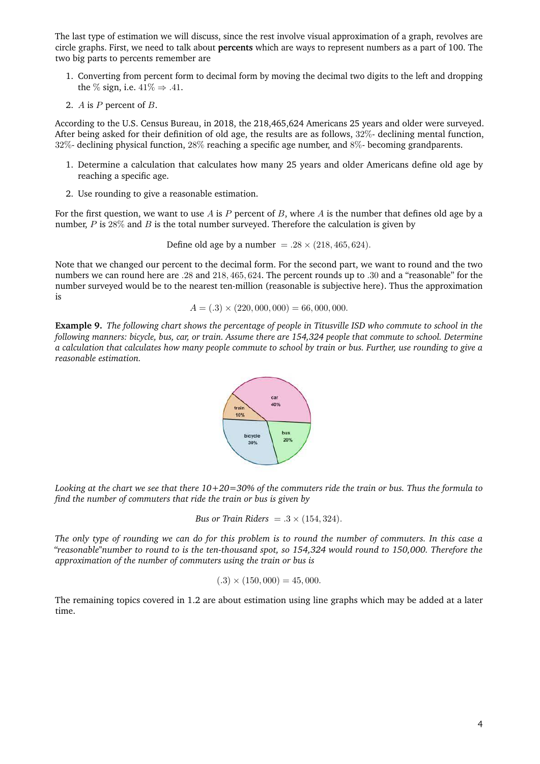The last type of estimation we will discuss, since the rest involve visual approximation of a graph, revolves are circle graphs. First, we need to talk about **percents** which are ways to represent numbers as a part of 100. The two big parts to percents remember are

1. Converting from percent form to decimal form by moving the decimal two digits to the left and dropping the % sign, i.e. $41\% \Rightarrow .41$.
2. $A$ is $P$ percent of $B$.

According to the U.S. Census Bureau, in 2018, the 218,465,624 Americans 25 years and older were surveyed. After being asked for their definition of old age, the results are as follows, 32%- declining mental function, 32%- declining physical function, 28% reaching a specific age number, and 8%- becoming grandparents.

1. Determine a calculation that calculates how many 25 years and older Americans define old age by reaching a specific age.
2. Use rounding to give a reasonable estimation.

For the first question, we want to use $A$ is $P$ percent of $B$, where $A$ is the number that defines old age by a number, $P$ is 28% and $B$ is the total number surveyed. Therefore the calculation is given by

$$\text{Define old age by a number } = .28 \times (218,465,624).$$

Note that we changed our percent to the decimal form. For the second part, we want to round and the two numbers we can round here are $.28$ and $218,465,624$. The percent rounds up to $.30$ and a "reasonable" for the number surveyed would be to the nearest ten-million (reasonable is subjective here). Thus the approximation is

$$A = (.3) \times (220,000,000) = 66,000,000.$$

**Example 9.** *The following chart shows the percentage of people in Titusville ISD who commute to school in the following manners: bicycle, bus, car, or train. Assume there are 154,324 people that commute to school. Determine a calculation that calculates how many people commute to school by train or bus. Further, use rounding to give a reasonable estimation.*

car
40%
train
10%
bicycle
30%
bus
20%

*Looking at the chart we see that there 10+20=30% of the commuters ride the train or bus. Thus the formula to find the number of commuters that ride the train or bus is given by*

$$\textit{Bus or Train Riders } = .3 \times (154,324).$$

*The only type of rounding we can do for this problem is to round the number of commuters. In this case a "reasonable"number to round to is the ten-thousand spot, so 154,324 would round to 150,000. Therefore the approximation of the number of commuters using the train or bus is*

$$(.3) \times (150,000) = 45,000.$$

The remaining topics covered in 1.2 are about estimation using line graphs which may be added at a later time.